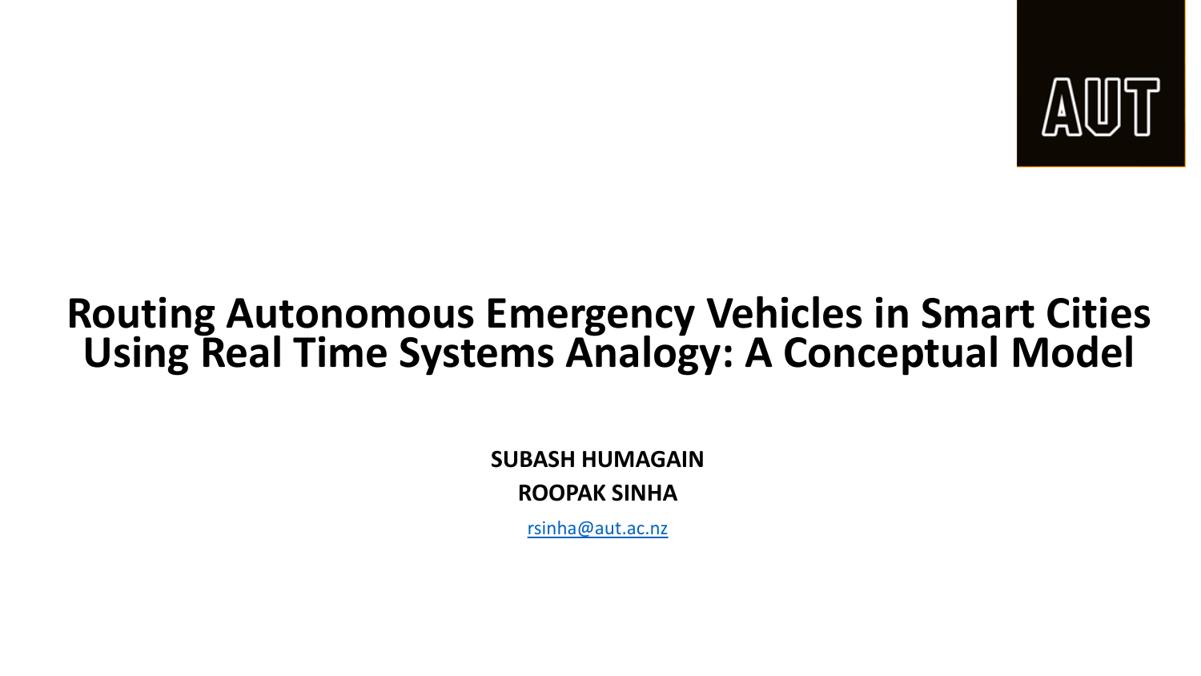AUT

# Routing Autonomous Emergency Vehicles in Smart Cities Using Real Time Systems Analogy: A Conceptual Model

**SUBASH HUMAGAIN**

**ROOPAK SINHA**

rsinha@aut.ac.nz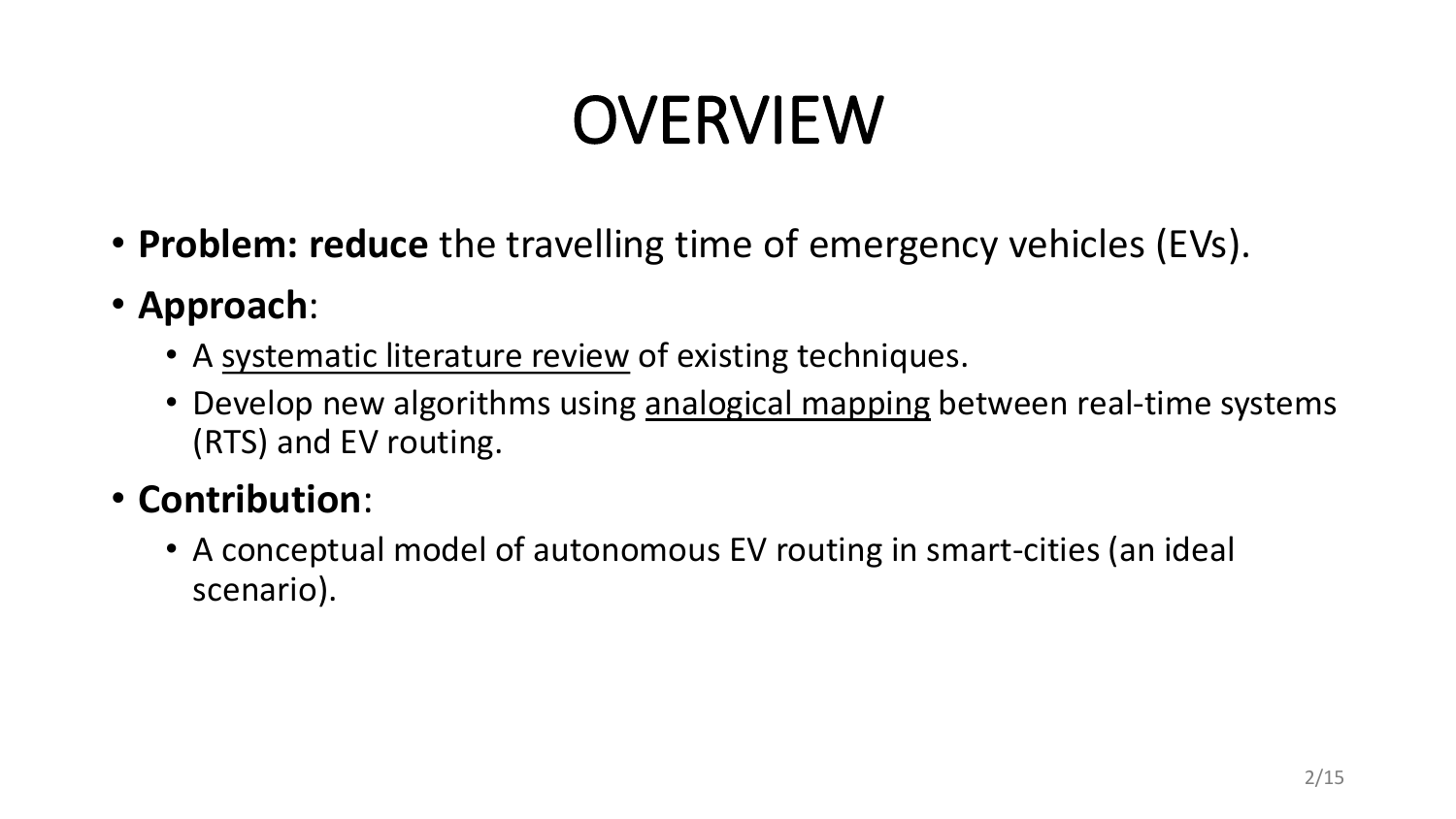# OVERVIEW

- **Problem: reduce** the travelling time of emergency vehicles (EVs).
- **Approach**:
  - A systematic literature review of existing techniques.
  - Develop new algorithms using analogical mapping between real-time systems (RTS) and EV routing.
- **Contribution**:
  - A conceptual model of autonomous EV routing in smart-cities (an ideal scenario).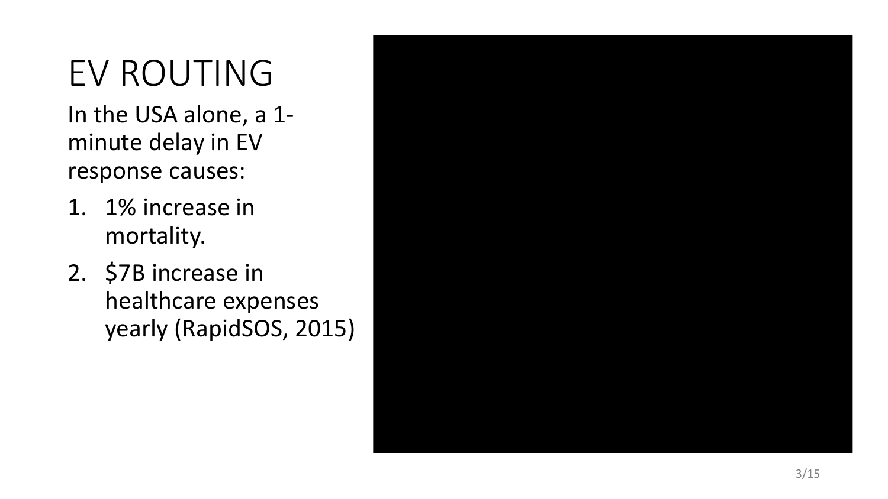# EV ROUTING

In the USA alone, a 1-minute delay in EV response causes:

1. 1% increase in mortality.
2. $7B increase in healthcare expenses yearly (RapidSOS, 2015)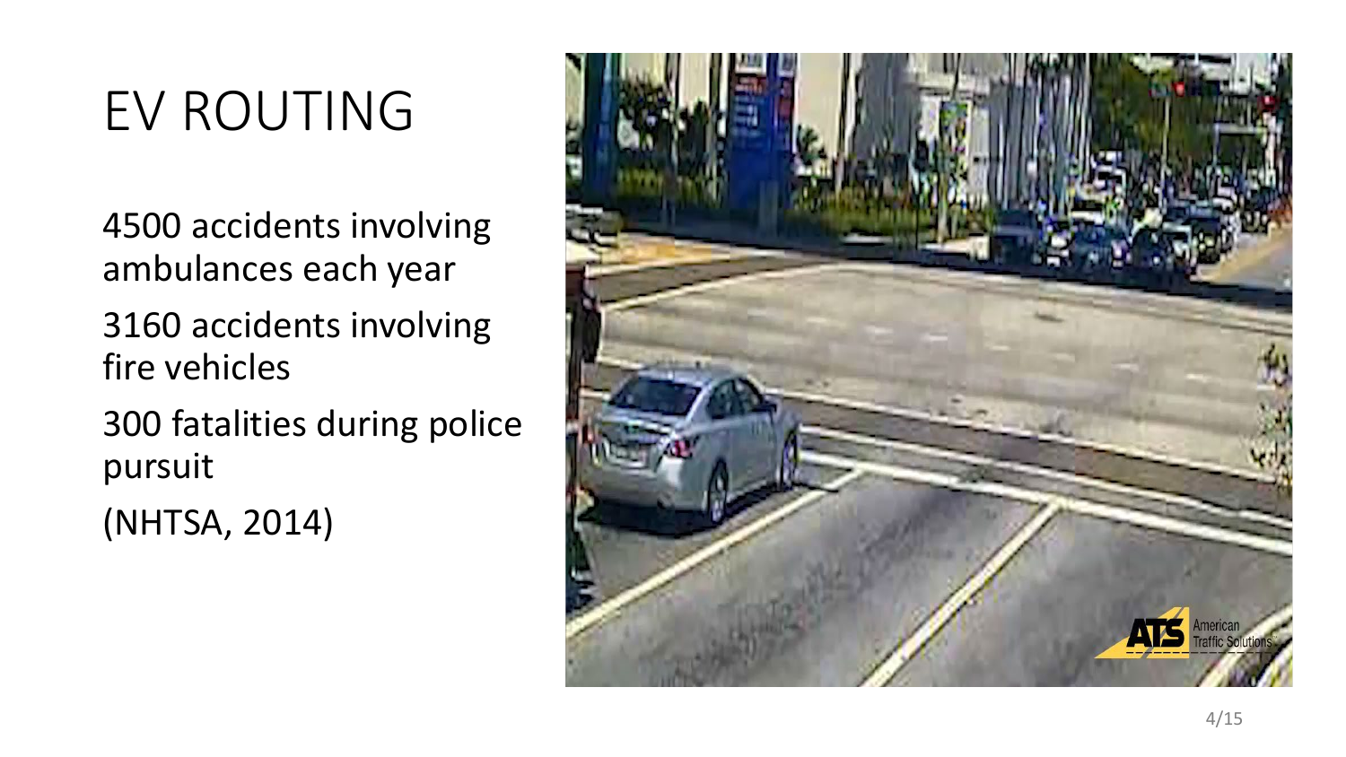# EV ROUTING

4500 accidents involving ambulances each year

3160 accidents involving fire vehicles

300 fatalities during police pursuit

(NHTSA, 2014)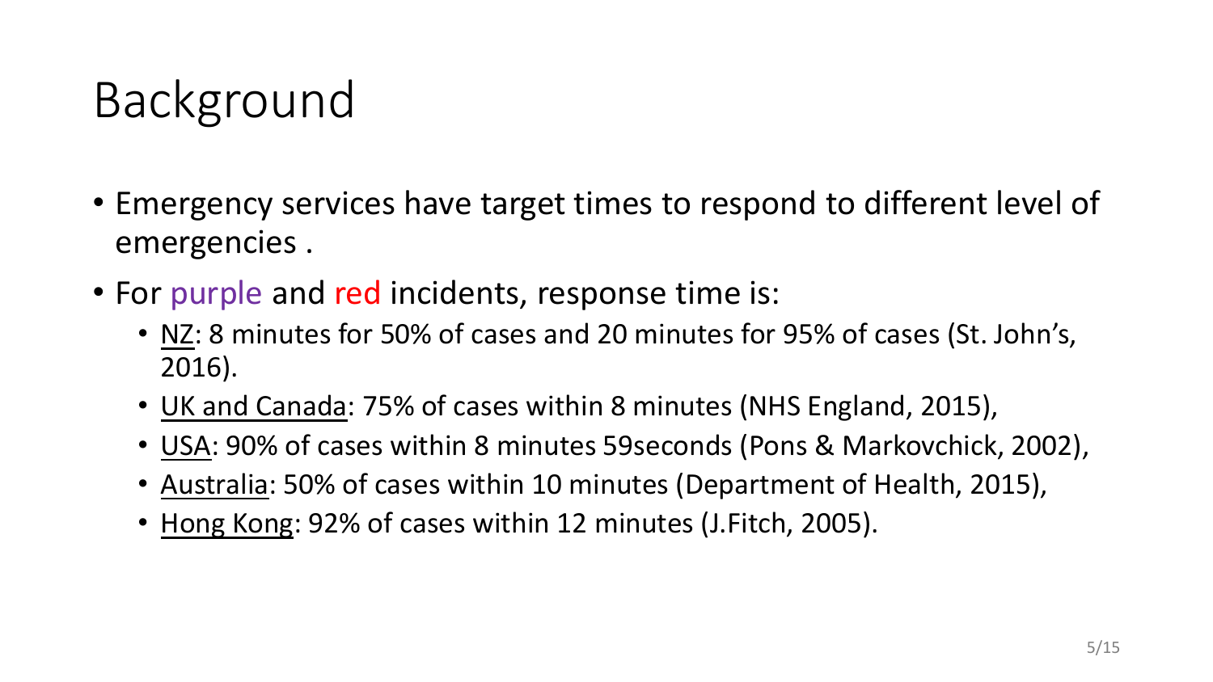# Background

- Emergency services have target times to respond to different level of emergencies .
- For purple and red incidents, response time is:
  - NZ: 8 minutes for 50% of cases and 20 minutes for 95% of cases (St. John's, 2016).
  - UK and Canada: 75% of cases within 8 minutes (NHS England, 2015),
  - USA: 90% of cases within 8 minutes 59seconds (Pons & Markovchick, 2002),
  - Australia: 50% of cases within 10 minutes (Department of Health, 2015),
  - Hong Kong: 92% of cases within 12 minutes (J.Fitch, 2005).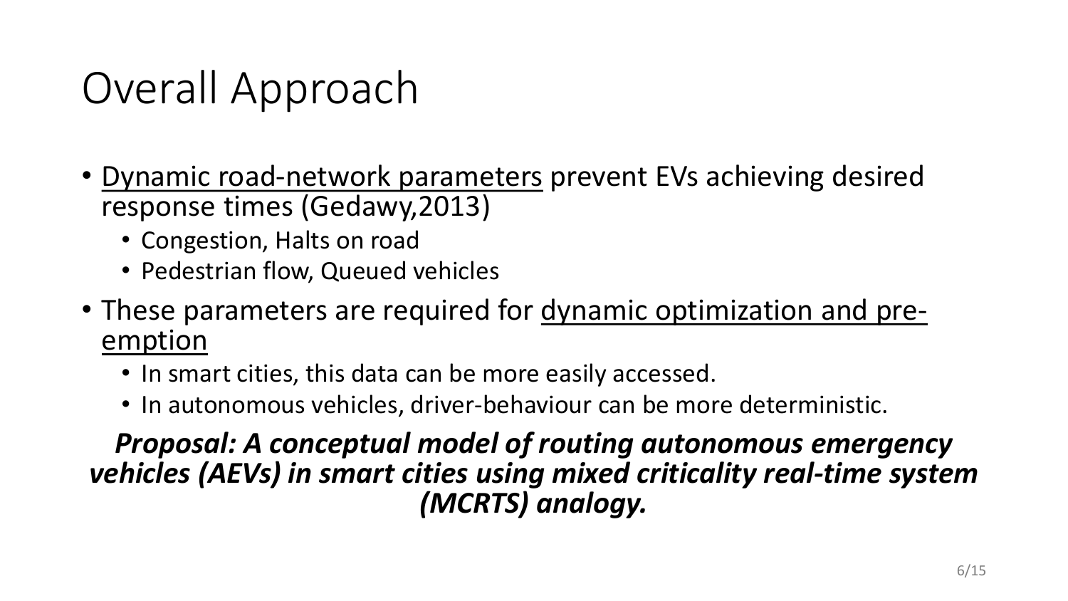# Overall Approach

- <u>Dynamic road-network parameters</u> prevent EVs achieving desired response times (Gedawy,2013)
  - Congestion, Halts on road
  - Pedestrian flow, Queued vehicles
- These parameters are required for <u>dynamic optimization and pre-emption</u>
  - In smart cities, this data can be more easily accessed.
  - In autonomous vehicles, driver-behaviour can be more deterministic.

***Proposal: A conceptual model of routing autonomous emergency vehicles (AEVs) in smart cities using mixed criticality real-time system (MCRTS) analogy.***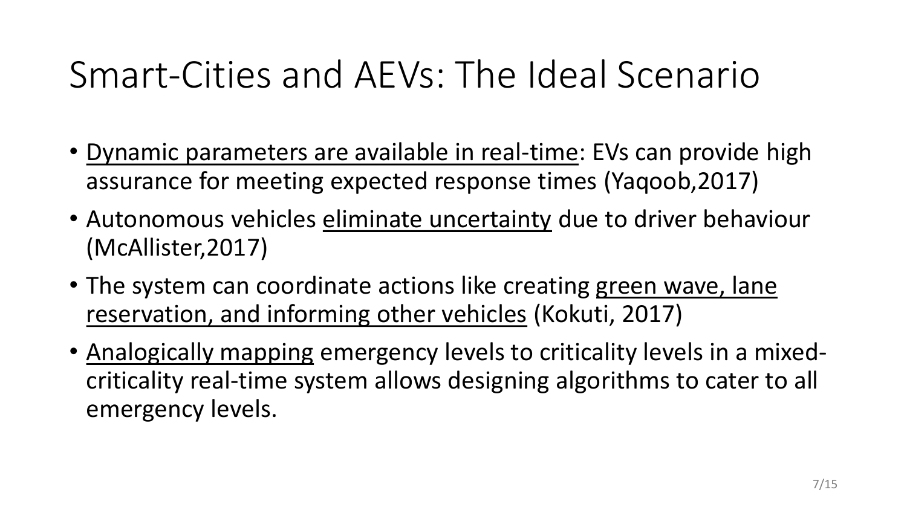# Smart-Cities and AEVs: The Ideal Scenario

- Dynamic parameters are available in real-time: EVs can provide high assurance for meeting expected response times (Yaqoob,2017)
- Autonomous vehicles eliminate uncertainty due to driver behaviour (McAllister,2017)
- The system can coordinate actions like creating green wave, lane reservation, and informing other vehicles (Kokuti, 2017)
- Analogically mapping emergency levels to criticality levels in a mixed-criticality real-time system allows designing algorithms to cater to all emergency levels.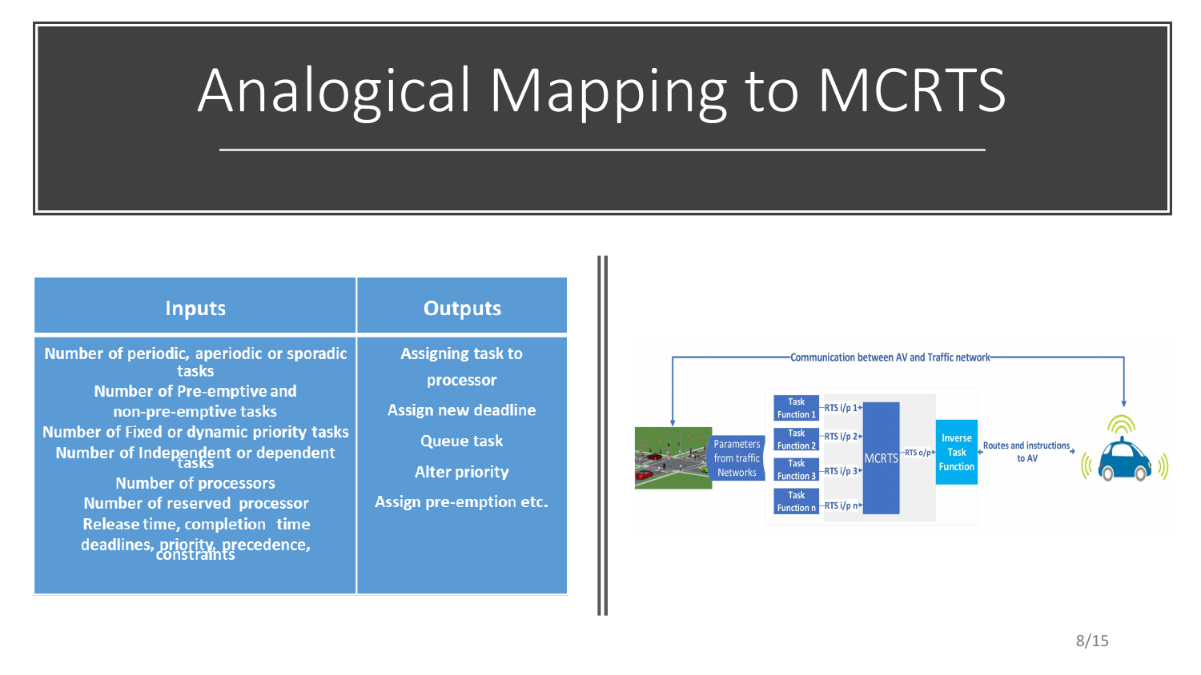# Analogical Mapping to MCRTS

| Inputs | Outputs |
| --- | --- |
| Number of periodic, aperiodic or sporadic tasks<br>Number of Pre-emptive and non-pre-emptive tasks<br>Number of Fixed or dynamic priority tasks<br>Number of Independent or dependent tasks<br>Number of processors<br>Number of reserved processor<br>Release time, completion time<br>deadlines, priority, precedence, constraints | Assigning task to processor<br>Assign new deadline<br>Queue task<br>Alter priority<br>Assign pre-emption etc. |

Communication between AV and Traffic network

Parameters from traffic Networks → Task Function 1, Task Function 2, Task Function 3, Task Function n → RTS i/p 1, RTS i/p 2, RTS i/p 3, RTS i/p n → MCRTS → RTS o/p → Inverse Task Function → Routes and instructions to AV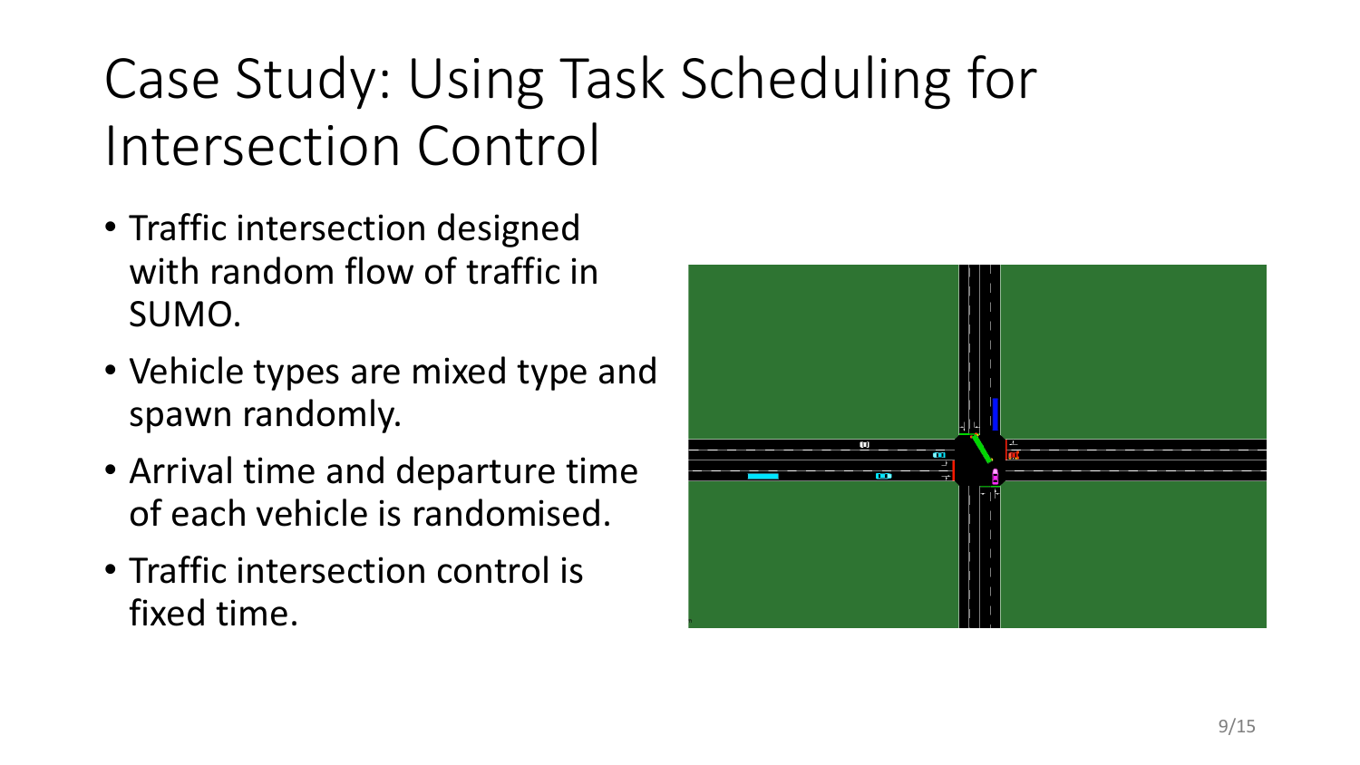# Case Study: Using Task Scheduling for Intersection Control

- Traffic intersection designed with random flow of traffic in SUMO.
- Vehicle types are mixed type and spawn randomly.
- Arrival time and departure time of each vehicle is randomised.
- Traffic intersection control is fixed time.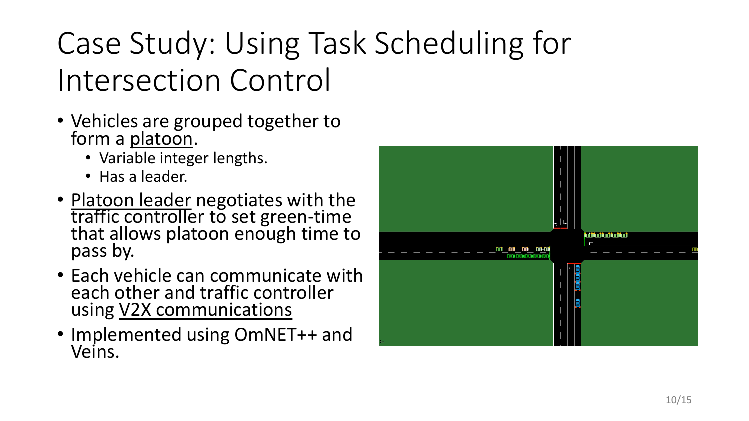# Case Study: Using Task Scheduling for Intersection Control

- Vehicles are grouped together to form a platoon.
  - Variable integer lengths.
  - Has a leader.
- Platoon leader negotiates with the traffic controller to set green-time that allows platoon enough time to pass by.
- Each vehicle can communicate with each other and traffic controller using V2X communications
- Implemented using OmNET++ and Veins.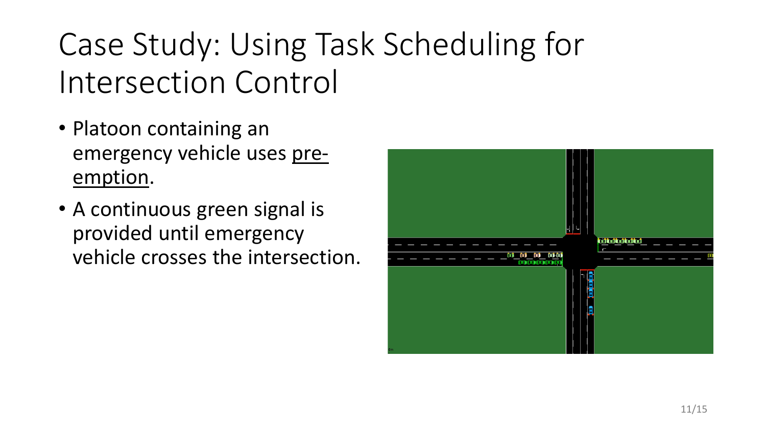# Case Study: Using Task Scheduling for Intersection Control

- Platoon containing an emergency vehicle uses <u>pre-emption</u>.
- A continuous green signal is provided until emergency vehicle crosses the intersection.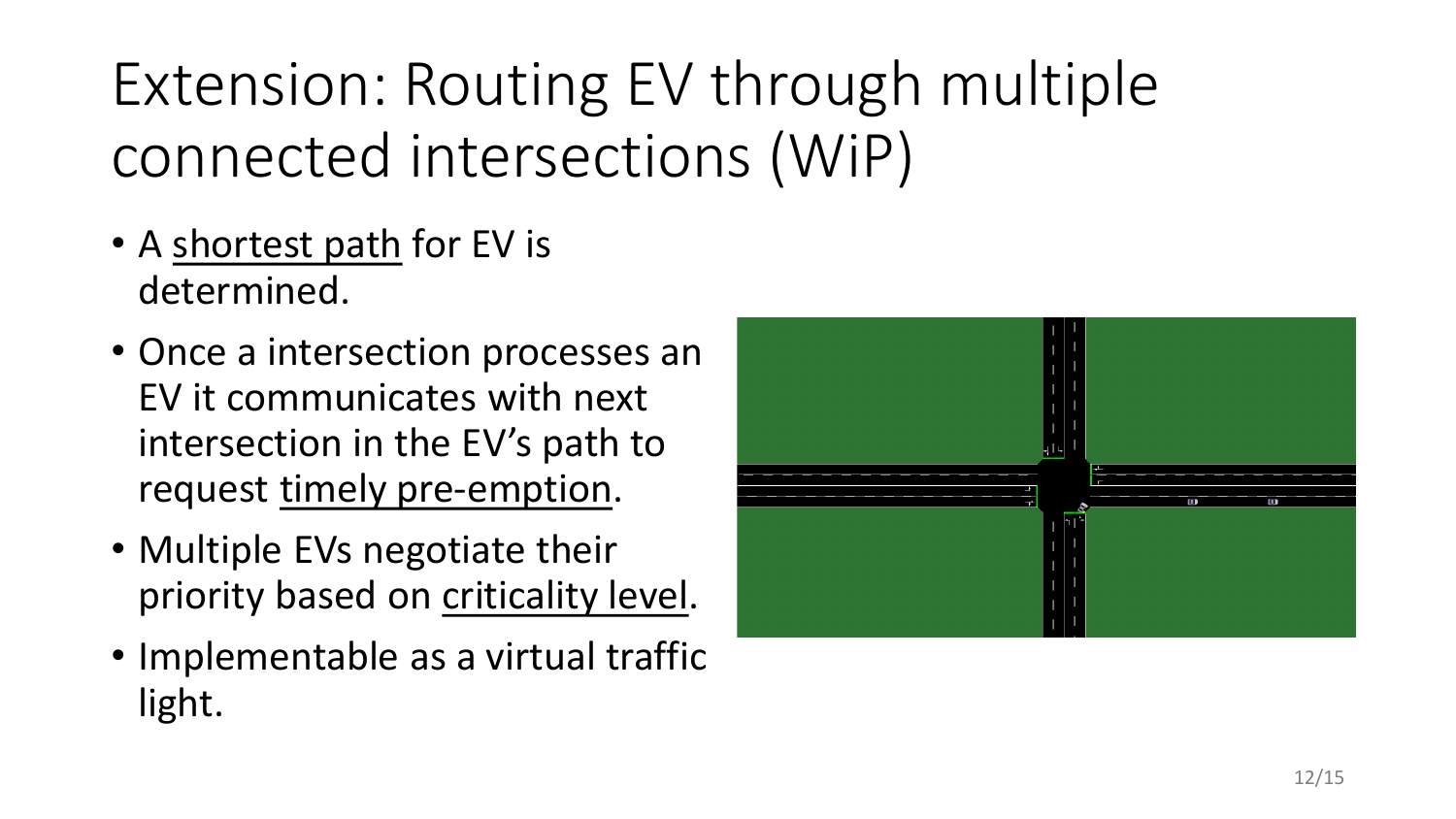# Extension: Routing EV through multiple connected intersections (WiP)

- A <u>shortest path</u> for EV is determined.
- Once a intersection processes an EV it communicates with next intersection in the EV's path to request <u>timely pre-emption</u>.
- Multiple EVs negotiate their priority based on <u>criticality level</u>.
- Implementable as a virtual traffic light.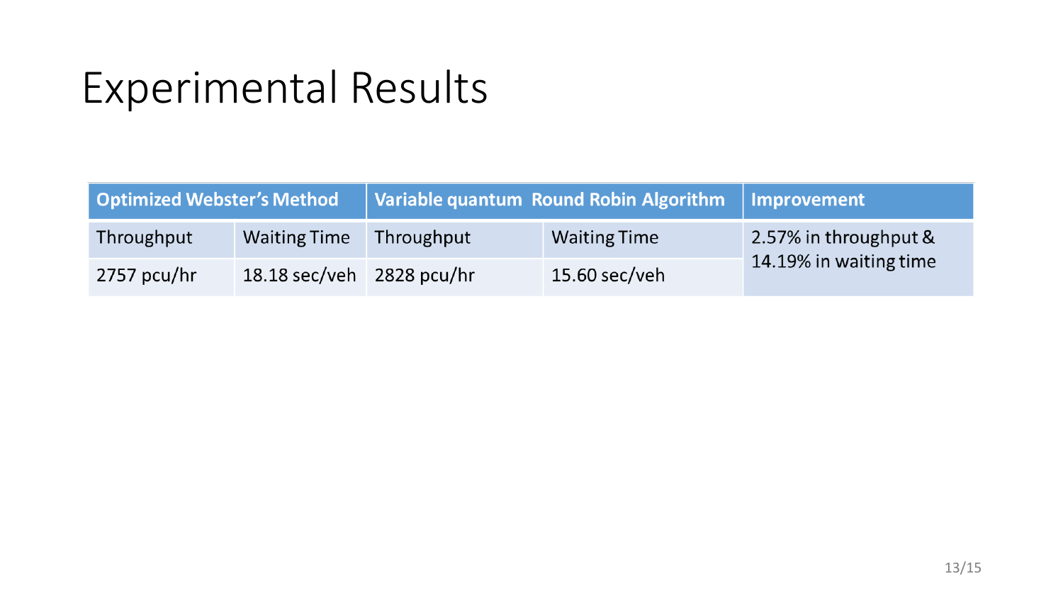# Experimental Results

| Optimized Webster's Method | | Variable quantum Round Robin Algorithm | | Improvement |
|---|---|---|---|---|
| Throughput | Waiting Time | Throughput | Waiting Time | 2.57% in throughput & 14.19% in waiting time |
| 2757 pcu/hr | 18.18 sec/veh | 2828 pcu/hr | 15.60 sec/veh | |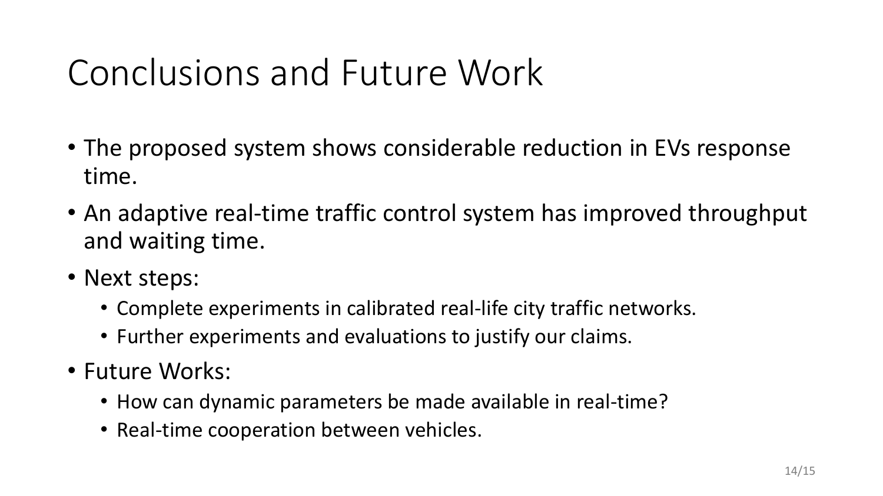# Conclusions and Future Work

- The proposed system shows considerable reduction in EVs response time.
- An adaptive real-time traffic control system has improved throughput and waiting time.
- Next steps:
  - Complete experiments in calibrated real-life city traffic networks.
  - Further experiments and evaluations to justify our claims.
- Future Works:
  - How can dynamic parameters be made available in real-time?
  - Real-time cooperation between vehicles.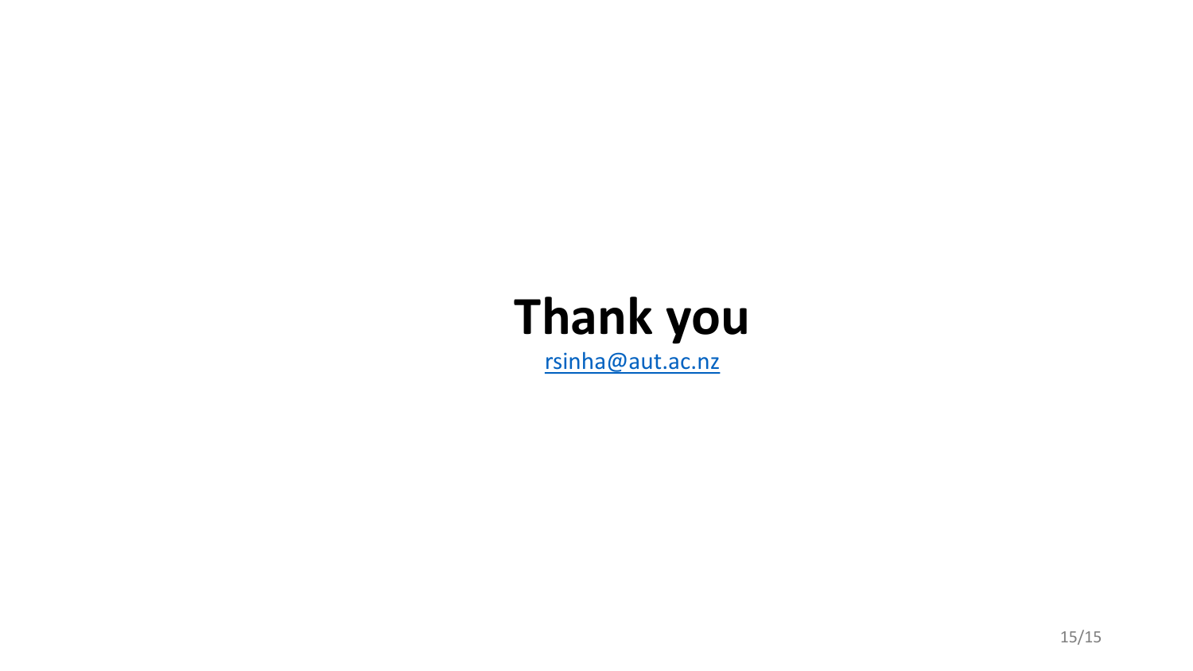# Thank you

rsinha@aut.ac.nz